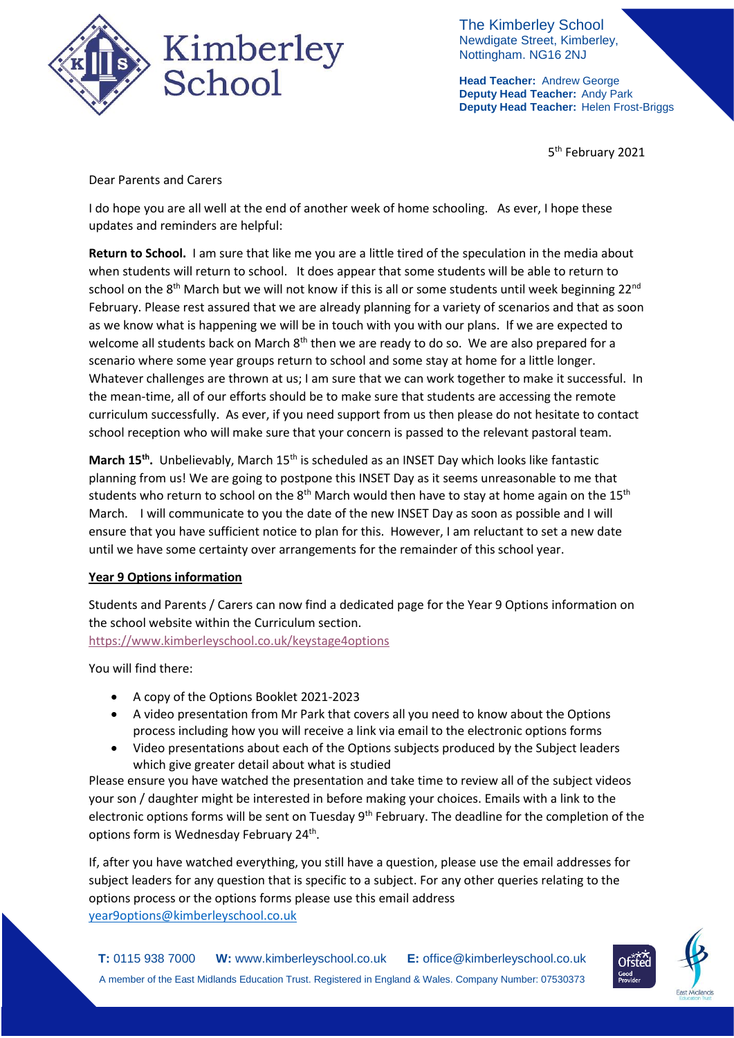The Kimberley School
Newdigate Street, Kimberley,
Nottingham. NG16 2NJ

**Head Teacher:** Andrew George
**Deputy Head Teacher:** Andy Park
**Deputy Head Teacher:** Helen Frost-Briggs

5th February 2021

Dear Parents and Carers

I do hope you are all well at the end of another week of home schooling. As ever, I hope these updates and reminders are helpful:

**Return to School.** I am sure that like me you are a little tired of the speculation in the media about when students will return to school. It does appear that some students will be able to return to school on the 8th March but we will not know if this is all or some students until week beginning 22nd February. Please rest assured that we are already planning for a variety of scenarios and that as soon as we know what is happening we will be in touch with you with our plans. If we are expected to welcome all students back on March 8th then we are ready to do so. We are also prepared for a scenario where some year groups return to school and some stay at home for a little longer. Whatever challenges are thrown at us; I am sure that we can work together to make it successful. In the mean-time, all of our efforts should be to make sure that students are accessing the remote curriculum successfully. As ever, if you need support from us then please do not hesitate to contact school reception who will make sure that your concern is passed to the relevant pastoral team.

**March 15th.** Unbelievably, March 15th is scheduled as an INSET Day which looks like fantastic planning from us! We are going to postpone this INSET Day as it seems unreasonable to me that students who return to school on the 8th March would then have to stay at home again on the 15th March. I will communicate to you the date of the new INSET Day as soon as possible and I will ensure that you have sufficient notice to plan for this. However, I am reluctant to set a new date until we have some certainty over arrangements for the remainder of this school year.

**Year 9 Options information**

Students and Parents / Carers can now find a dedicated page for the Year 9 Options information on the school website within the Curriculum section.
https://www.kimberleyschool.co.uk/keystage4options

You will find there:

- A copy of the Options Booklet 2021-2023
- A video presentation from Mr Park that covers all you need to know about the Options process including how you will receive a link via email to the electronic options forms
- Video presentations about each of the Options subjects produced by the Subject leaders which give greater detail about what is studied

Please ensure you have watched the presentation and take time to review all of the subject videos your son / daughter might be interested in before making your choices. Emails with a link to the electronic options forms will be sent on Tuesday 9th February. The deadline for the completion of the options form is Wednesday February 24th.

If, after you have watched everything, you still have a question, please use the email addresses for subject leaders for any question that is specific to a subject. For any other queries relating to the options process or the options forms please use this email address
year9options@kimberleyschool.co.uk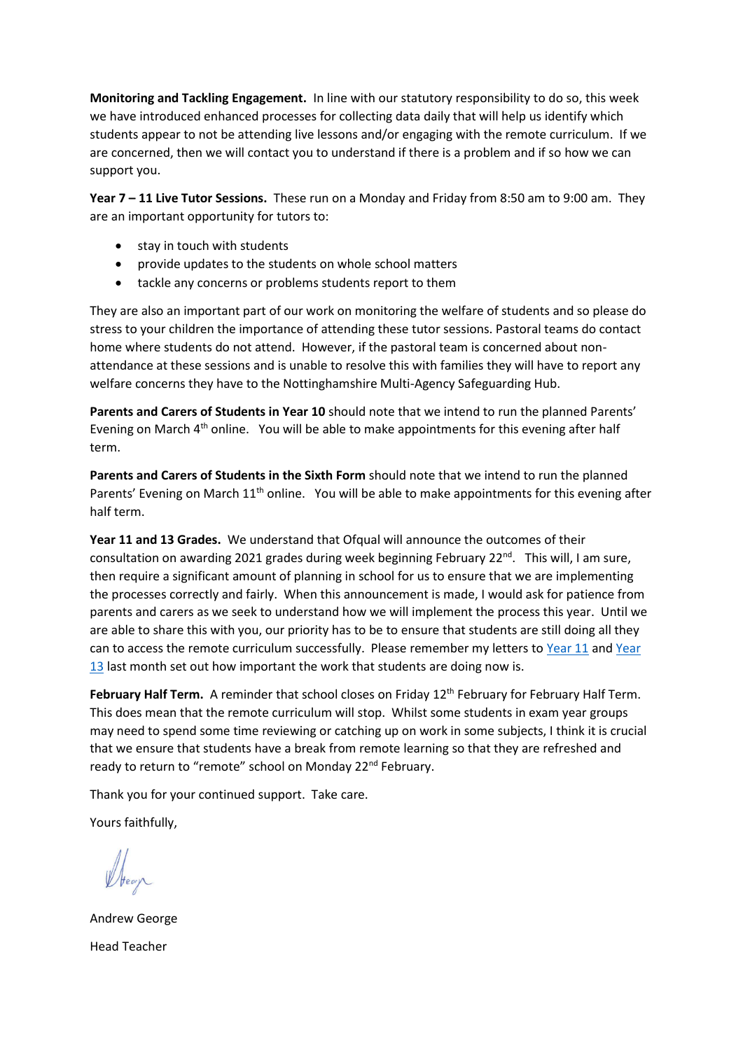**Monitoring and Tackling Engagement.** In line with our statutory responsibility to do so, this week we have introduced enhanced processes for collecting data daily that will help us identify which students appear to not be attending live lessons and/or engaging with the remote curriculum. If we are concerned, then we will contact you to understand if there is a problem and if so how we can support you.

**Year 7 – 11 Live Tutor Sessions.** These run on a Monday and Friday from 8:50 am to 9:00 am. They are an important opportunity for tutors to:

- stay in touch with students
- provide updates to the students on whole school matters
- tackle any concerns or problems students report to them

They are also an important part of our work on monitoring the welfare of students and so please do stress to your children the importance of attending these tutor sessions. Pastoral teams do contact home where students do not attend. However, if the pastoral team is concerned about non-attendance at these sessions and is unable to resolve this with families they will have to report any welfare concerns they have to the Nottinghamshire Multi-Agency Safeguarding Hub.

**Parents and Carers of Students in Year 10** should note that we intend to run the planned Parents' Evening on March 4th online. You will be able to make appointments for this evening after half term.

**Parents and Carers of Students in the Sixth Form** should note that we intend to run the planned Parents' Evening on March 11th online. You will be able to make appointments for this evening after half term.

**Year 11 and 13 Grades.** We understand that Ofqual will announce the outcomes of their consultation on awarding 2021 grades during week beginning February 22nd. This will, I am sure, then require a significant amount of planning in school for us to ensure that we are implementing the processes correctly and fairly. When this announcement is made, I would ask for patience from parents and carers as we seek to understand how we will implement the process this year. Until we are able to share this with you, our priority has to be to ensure that students are still doing all they can to access the remote curriculum successfully. Please remember my letters to Year 11 and Year 13 last month set out how important the work that students are doing now is.

**February Half Term.** A reminder that school closes on Friday 12th February for February Half Term. This does mean that the remote curriculum will stop. Whilst some students in exam year groups may need to spend some time reviewing or catching up on work in some subjects, I think it is crucial that we ensure that students have a break from remote learning so that they are refreshed and ready to return to "remote" school on Monday 22nd February.

Thank you for your continued support. Take care.

Yours faithfully,

Andrew George

Head Teacher